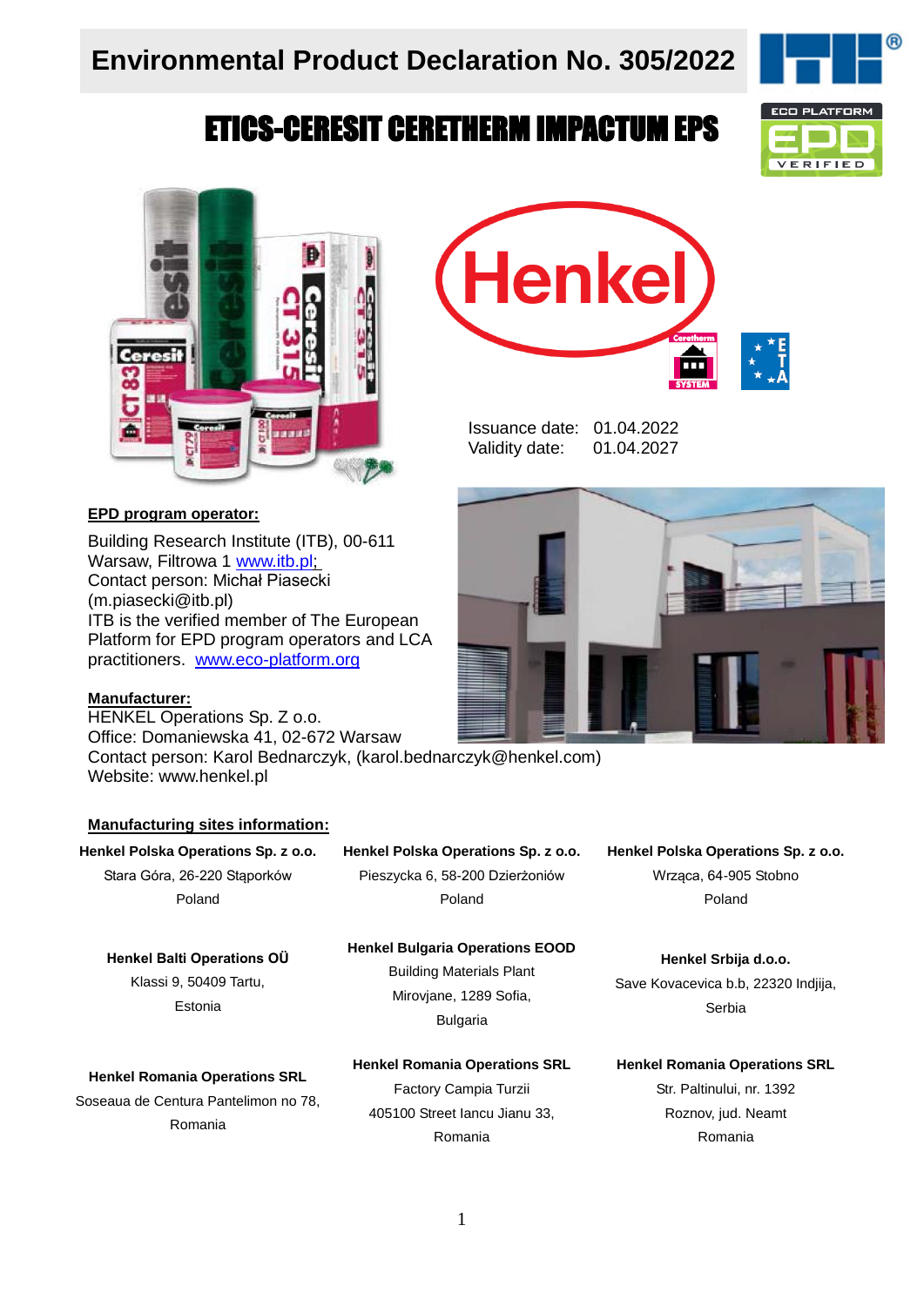# Environmental Product Declaration No. 305/2022

## ETICS-CERESIT CERETHERM IMPACTUM EPS

Issuance date: 01.04.2022
Validity date: 01.04.2027

**EPD program operator:**

Building Research Institute (ITB), 00-611 Warsaw, Filtrowa 1 www.itb.pl;
Contact person: Michał Piasecki (m.piasecki@itb.pl)
ITB is the verified member of The European Platform for EPD program operators and LCA practitioners. www.eco-platform.org

**Manufacturer:**

HENKEL Operations Sp. Z o.o.
Office: Domaniewska 41, 02-672 Warsaw
Contact person: Karol Bednarczyk, (karol.bednarczyk@henkel.com)
Website: www.henkel.pl

**Manufacturing sites information:**

**Henkel Polska Operations Sp. z o.o.**
Stara Góra, 26-220 Stąporków
Poland

**Henkel Polska Operations Sp. z o.o.**
Pieszycka 6, 58-200 Dzierżoniów
Poland

**Henkel Polska Operations Sp. z o.o.**
Wrząca, 64-905 Stobno
Poland

**Henkel Balti Operations OÜ**
Klassi 9, 50409 Tartu,
Estonia

**Henkel Bulgaria Operations EOOD**
Building Materials Plant
Mirovjane, 1289 Sofia,
Bulgaria

**Henkel Srbija d.o.o.**
Save Kovacevica b.b, 22320 Indjija,
Serbia

**Henkel Romania Operations SRL**
Soseaua de Centura Pantelimon no 78,
Romania

**Henkel Romania Operations SRL**
Factory Campia Turzii
405100 Street Iancu Jianu 33,
Romania

**Henkel Romania Operations SRL**
Str. Paltinului, nr. 1392
Roznov, jud. Neamt
Romania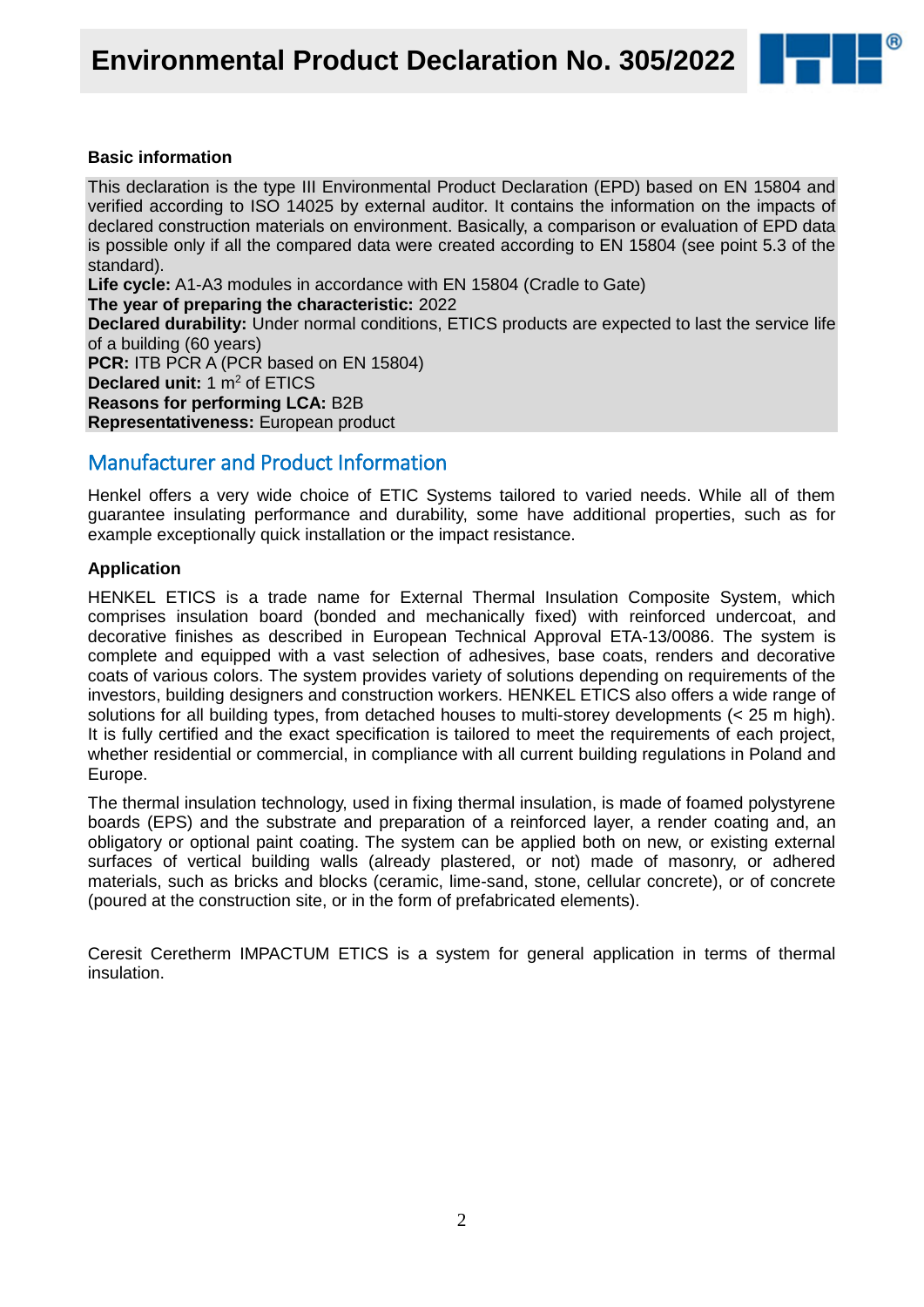**Basic information**

This declaration is the type III Environmental Product Declaration (EPD) based on EN 15804 and verified according to ISO 14025 by external auditor. It contains the information on the impacts of declared construction materials on environment. Basically, a comparison or evaluation of EPD data is possible only if all the compared data were created according to EN 15804 (see point 5.3 of the standard).

**Life cycle:** A1-A3 modules in accordance with EN 15804 (Cradle to Gate)
**The year of preparing the characteristic:** 2022
**Declared durability:** Under normal conditions, ETICS products are expected to last the service life of a building (60 years)
**PCR:** ITB PCR A (PCR based on EN 15804)
**Declared unit:** 1 $m^2$ of ETICS
**Reasons for performing LCA:** B2B
**Representativeness:** European product

## Manufacturer and Product Information

Henkel offers a very wide choice of ETIC Systems tailored to varied needs. While all of them guarantee insulating performance and durability, some have additional properties, such as for example exceptionally quick installation or the impact resistance.

**Application**

HENKEL ETICS is a trade name for External Thermal Insulation Composite System, which comprises insulation board (bonded and mechanically fixed) with reinforced undercoat, and decorative finishes as described in European Technical Approval ETA-13/0086. The system is complete and equipped with a vast selection of adhesives, base coats, renders and decorative coats of various colors. The system provides variety of solutions depending on requirements of the investors, building designers and construction workers. HENKEL ETICS also offers a wide range of solutions for all building types, from detached houses to multi-storey developments (< 25 m high). It is fully certified and the exact specification is tailored to meet the requirements of each project, whether residential or commercial, in compliance with all current building regulations in Poland and Europe.

The thermal insulation technology, used in fixing thermal insulation, is made of foamed polystyrene boards (EPS) and the substrate and preparation of a reinforced layer, a render coating and, an obligatory or optional paint coating. The system can be applied both on new, or existing external surfaces of vertical building walls (already plastered, or not) made of masonry, or adhered materials, such as bricks and blocks (ceramic, lime-sand, stone, cellular concrete), or of concrete (poured at the construction site, or in the form of prefabricated elements).

Ceresit Ceretherm IMPACTUM ETICS is a system for general application in terms of thermal insulation.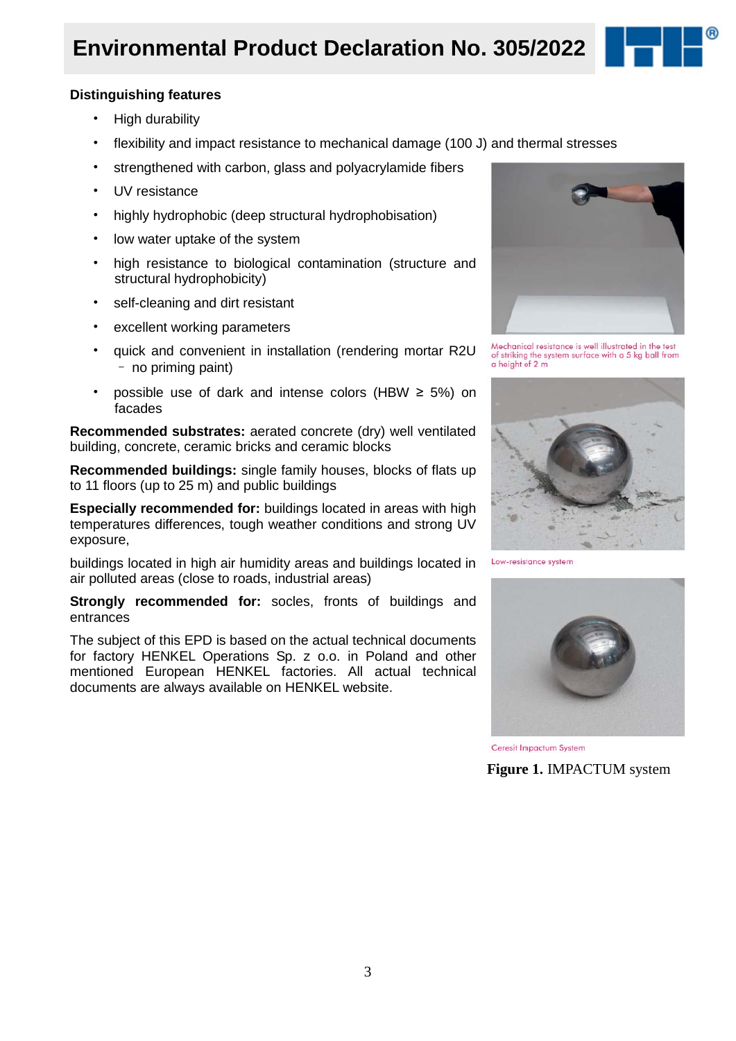**Distinguishing features**

- High durability
- flexibility and impact resistance to mechanical damage (100 J) and thermal stresses
- strengthened with carbon, glass and polyacrylamide fibers
- UV resistance
- highly hydrophobic (deep structural hydrophobisation)
- low water uptake of the system
- high resistance to biological contamination (structure and structural hydrophobicity)
- self-cleaning and dirt resistant
- excellent working parameters
- quick and convenient in installation (rendering mortar R2U – no priming paint)
- possible use of dark and intense colors (HBW ≥ 5%) on facades

**Recommended substrates:** aerated concrete (dry) well ventilated building, concrete, ceramic bricks and ceramic blocks

**Recommended buildings:** single family houses, blocks of flats up to 11 floors (up to 25 m) and public buildings

**Especially recommended for:** buildings located in areas with high temperatures differences, tough weather conditions and strong UV exposure,

buildings located in high air humidity areas and buildings located in air polluted areas (close to roads, industrial areas)

**Strongly recommended for:** socles, fronts of buildings and entrances

The subject of this EPD is based on the actual technical documents for factory HENKEL Operations Sp. z o.o. in Poland and other mentioned European HENKEL factories. All actual technical documents are always available on HENKEL website.

Mechanical resistance is well illustrated in the test of striking the system surface with a 5 kg ball from a height of 2 m

Low-resistance system

Ceresit Impactum System

**Figure 1.** IMPACTUM system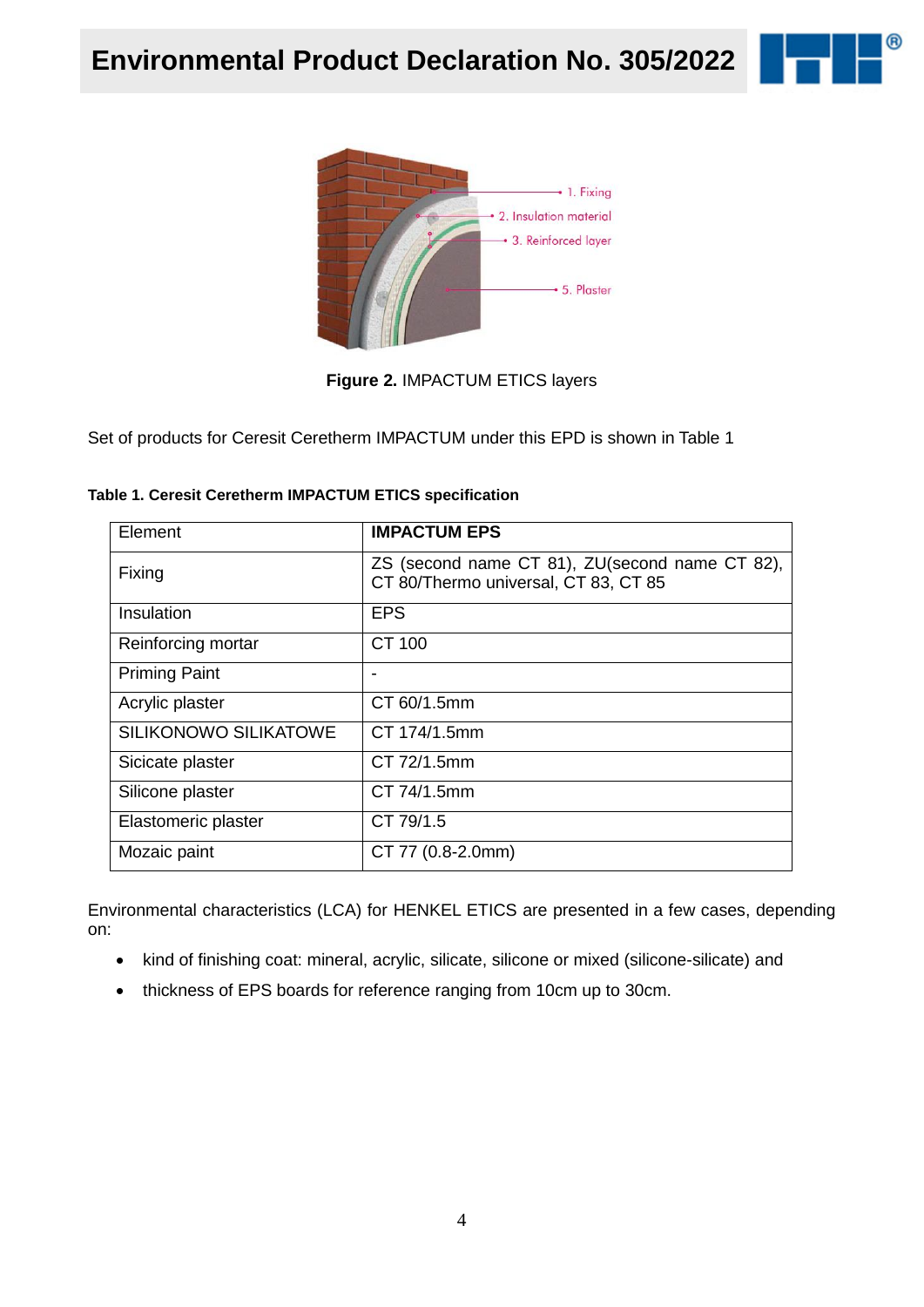**Figure 2.** IMPACTUM ETICS layers

Set of products for Ceresit Ceretherm IMPACTUM under this EPD is shown in Table 1

**Table 1. Ceresit Ceretherm IMPACTUM ETICS specification**

| Element | **IMPACTUM EPS** |
|---|---|
| Fixing | ZS (second name CT 81), ZU(second name CT 82), CT 80/Thermo universal, CT 83, CT 85 |
| Insulation | EPS |
| Reinforcing mortar | CT 100 |
| Priming Paint | - |
| Acrylic plaster | CT 60/1.5mm |
| SILIKONOWO SILIKATOWE | CT 174/1.5mm |
| Sicicate plaster | CT 72/1.5mm |
| Silicone plaster | CT 74/1.5mm |
| Elastomeric plaster | CT 79/1.5 |
| Mozaic paint | CT 77 (0.8-2.0mm) |

Environmental characteristics (LCA) for HENKEL ETICS are presented in a few cases, depending on:

- kind of finishing coat: mineral, acrylic, silicate, silicone or mixed (silicone-silicate) and
- thickness of EPS boards for reference ranging from 10cm up to 30cm.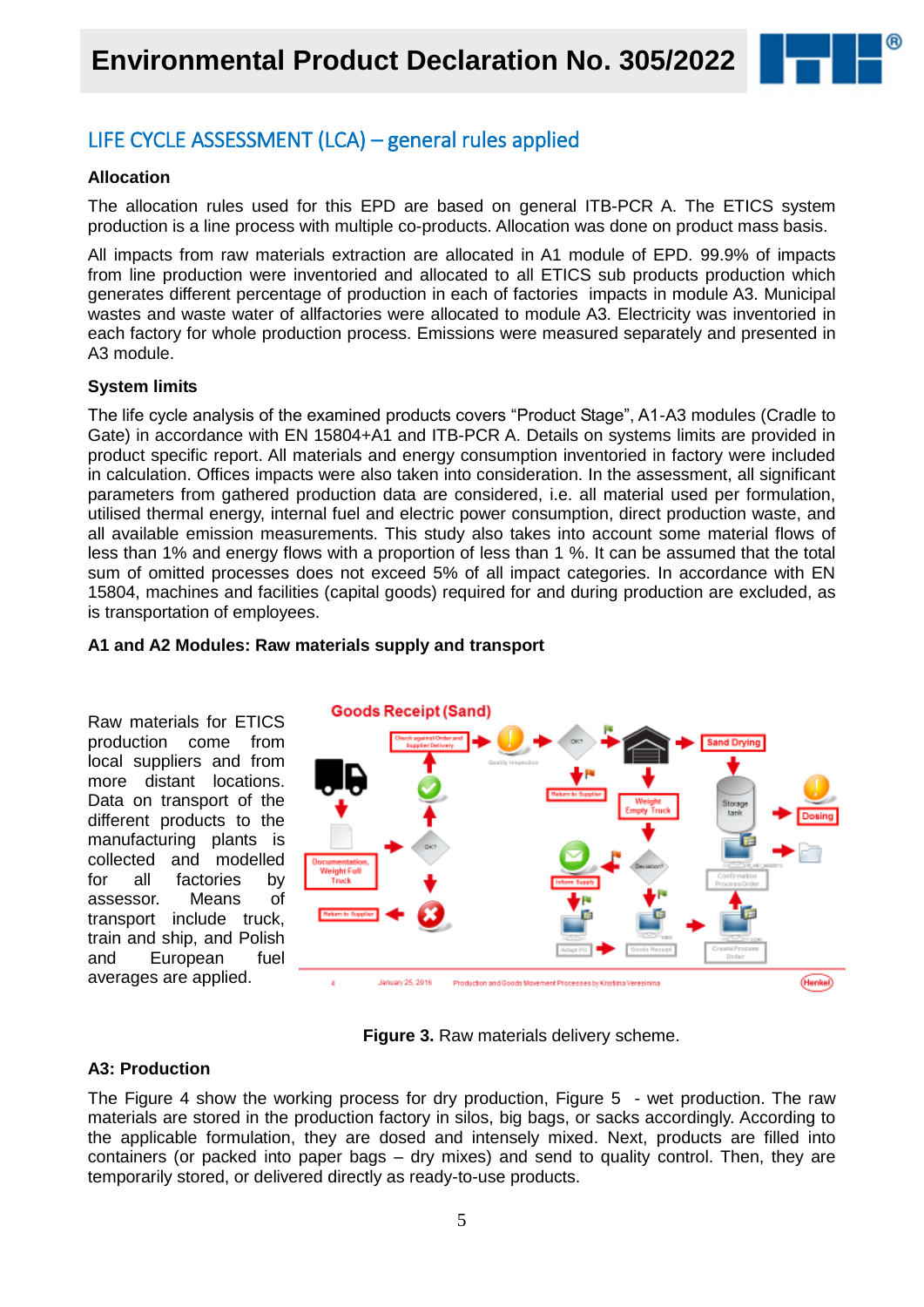## LIFE CYCLE ASSESSMENT (LCA) – general rules applied

### Allocation

The allocation rules used for this EPD are based on general ITB-PCR A. The ETICS system production is a line process with multiple co-products. Allocation was done on product mass basis.

All impacts from raw materials extraction are allocated in A1 module of EPD. 99.9% of impacts from line production were inventoried and allocated to all ETICS sub products production which generates different percentage of production in each of factories impacts in module A3. Municipal wastes and waste water of allfactories were allocated to module A3. Electricity was inventoried in each factory for whole production process. Emissions were measured separately and presented in A3 module.

### System limits

The life cycle analysis of the examined products covers "Product Stage", A1-A3 modules (Cradle to Gate) in accordance with EN 15804+A1 and ITB-PCR A. Details on systems limits are provided in product specific report. All materials and energy consumption inventoried in factory were included in calculation. Offices impacts were also taken into consideration. In the assessment, all significant parameters from gathered production data are considered, i.e. all material used per formulation, utilised thermal energy, internal fuel and electric power consumption, direct production waste, and all available emission measurements. This study also takes into account some material flows of less than 1% and energy flows with a proportion of less than 1 %. It can be assumed that the total sum of omitted processes does not exceed 5% of all impact categories. In accordance with EN 15804, machines and facilities (capital goods) required for and during production are excluded, as is transportation of employees.

### A1 and A2 Modules: Raw materials supply and transport

Raw materials for ETICS production come from local suppliers and from more distant locations. Data on transport of the different products to the manufacturing plants is collected and modelled for all factories by assessor. Means of transport include truck, train and ship, and Polish and European fuel averages are applied.

**Figure 3.** Raw materials delivery scheme.

### A3: Production

The Figure 4 show the working process for dry production, Figure 5 - wet production. The raw materials are stored in the production factory in silos, big bags, or sacks accordingly. According to the applicable formulation, they are dosed and intensely mixed. Next, products are filled into containers (or packed into paper bags – dry mixes) and send to quality control. Then, they are temporarily stored, or delivered directly as ready-to-use products.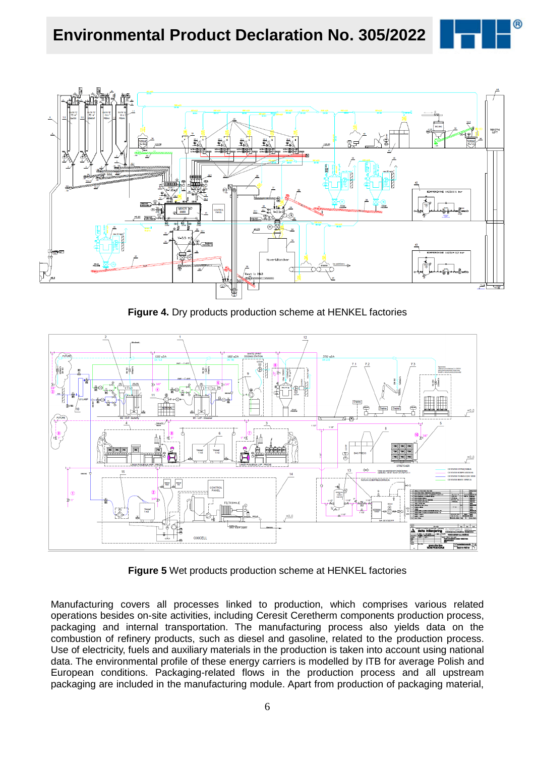**Figure 4.** Dry products production scheme at HENKEL factories

**Figure 5** Wet products production scheme at HENKEL factories

Manufacturing covers all processes linked to production, which comprises various related operations besides on-site activities, including Ceresit Ceretherm components production process, packaging and internal transportation. The manufacturing process also yields data on the combustion of refinery products, such as diesel and gasoline, related to the production process. Use of electricity, fuels and auxiliary materials in the production is taken into account using national data. The environmental profile of these energy carriers is modelled by ITB for average Polish and European conditions. Packaging-related flows in the production process and all upstream packaging are included in the manufacturing module. Apart from production of packaging material,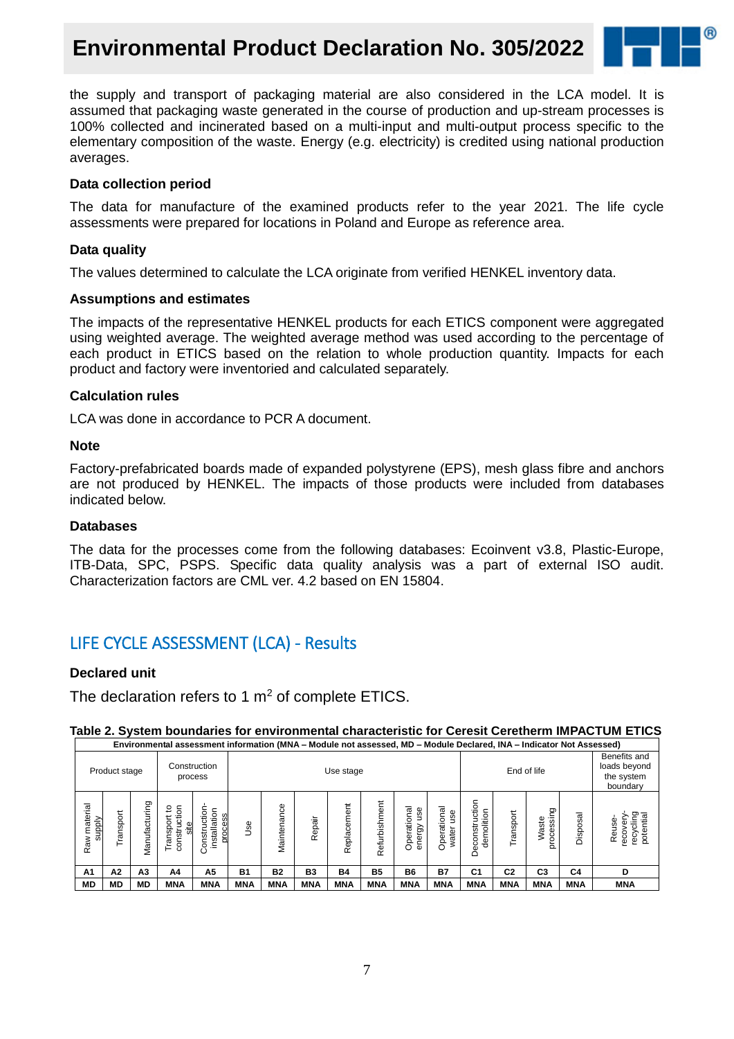the supply and transport of packaging material are also considered in the LCA model. It is assumed that packaging waste generated in the course of production and up-stream processes is 100% collected and incinerated based on a multi-input and multi-output process specific to the elementary composition of the waste. Energy (e.g. electricity) is credited using national production averages.

**Data collection period**

The data for manufacture of the examined products refer to the year 2021. The life cycle assessments were prepared for locations in Poland and Europe as reference area.

**Data quality**

The values determined to calculate the LCA originate from verified HENKEL inventory data.

**Assumptions and estimates**

The impacts of the representative HENKEL products for each ETICS component were aggregated using weighted average. The weighted average method was used according to the percentage of each product in ETICS based on the relation to whole production quantity. Impacts for each product and factory were inventoried and calculated separately.

**Calculation rules**

LCA was done in accordance to PCR A document.

**Note**

Factory-prefabricated boards made of expanded polystyrene (EPS), mesh glass fibre and anchors are not produced by HENKEL. The impacts of those products were included from databases indicated below.

**Databases**

The data for the processes come from the following databases: Ecoinvent v3.8, Plastic-Europe, ITB-Data, SPC, PSPS. Specific data quality analysis was a part of external ISO audit. Characterization factors are CML ver. 4.2 based on EN 15804.

## LIFE CYCLE ASSESSMENT (LCA) - Results

**Declared unit**

The declaration refers to 1 m$^2$ of complete ETICS.

**Table 2. System boundaries for environmental characteristic for Ceresit Ceretherm IMPACTUM ETICS**

| Environmental assessment information (MNA – Module not assessed, MD – Module Declared, INA – Indicator Not Assessed) | | | | | | | | | | | | | | | | |
|---|---|---|---|---|---|---|---|---|---|---|---|---|---|---|---|---|
| Product stage | | | Construction process | | Use stage | | | | | | | End of life | | | | Benefits and loads beyond the system boundary |
| Raw material supply | Transport | Manufacturing | Transport to construction site | Construction-installation process | Use | Maintenance | Repair | Replacement | Refurbishment | Operational energy use | Operational water use | Deconstruction demolition | Transport | Waste processing | Disposal | Reuse-recovery-recycling potential |
| A1 | A2 | A3 | A4 | A5 | B1 | B2 | B3 | B4 | B5 | B6 | B7 | C1 | C2 | C3 | C4 | D |
| MD | MD | MD | MNA | MNA | MNA | MNA | MNA | MNA | MNA | MNA | MNA | MNA | MNA | MNA | MNA | MNA |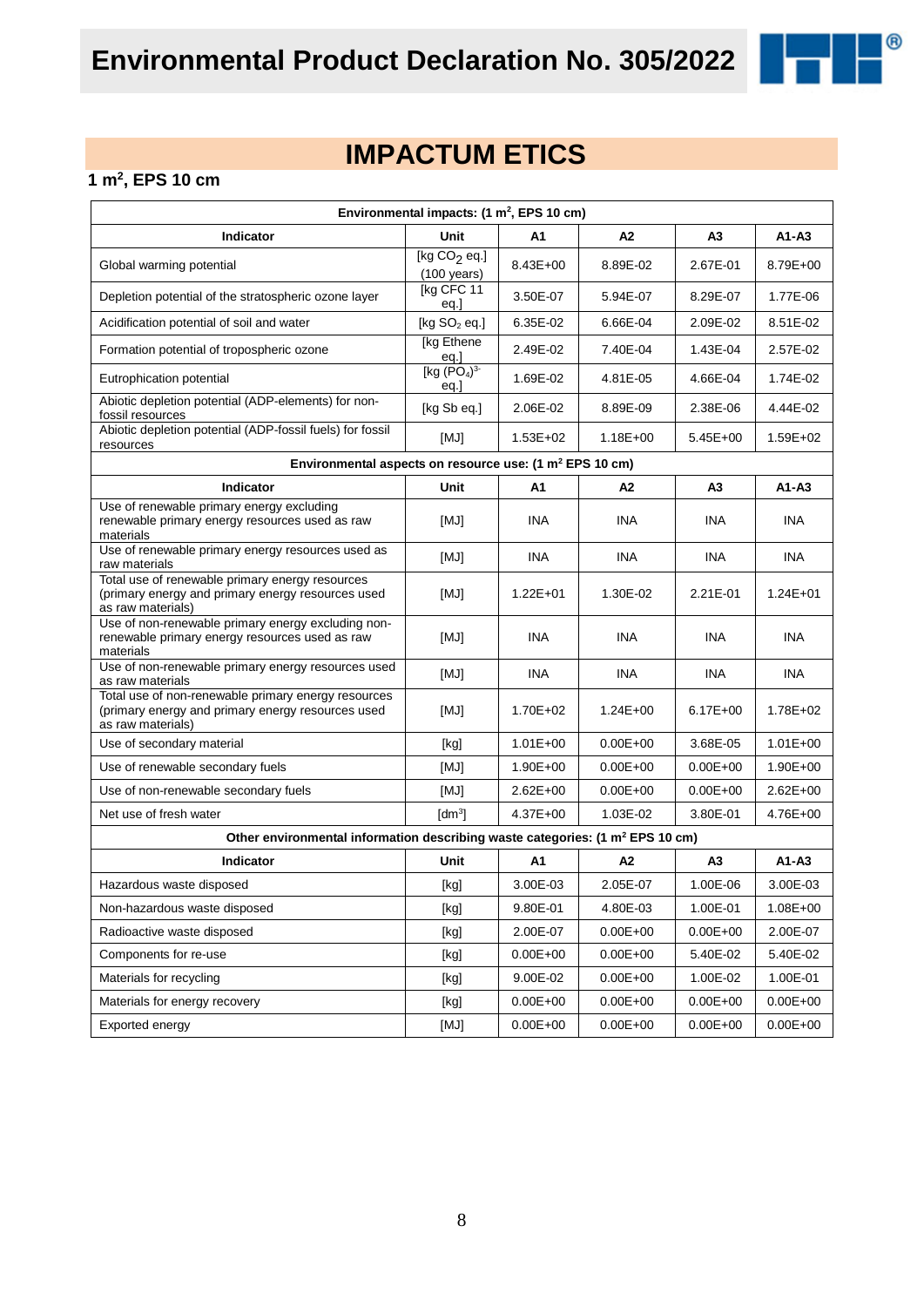# IMPACTUM ETICS

## 1 m$^2$, EPS 10 cm

| Environmental impacts: (1 m$^2$, EPS 10 cm) | | | | | |
|---|---|---|---|---|---|
| **Indicator** | **Unit** | **A1** | **A2** | **A3** | **A1-A3** |
| Global warming potential | [kg $CO_2$ eq.] (100 years) | 8.43E+00 | 8.89E-02 | 2.67E-01 | 8.79E+00 |
| Depletion potential of the stratospheric ozone layer | [kg CFC 11 eq.] | 3.50E-07 | 5.94E-07 | 8.29E-07 | 1.77E-06 |
| Acidification potential of soil and water | [kg $SO_2$ eq.] | 6.35E-02 | 6.66E-04 | 2.09E-02 | 8.51E-02 |
| Formation potential of tropospheric ozone | [kg Ethene eq.] | 2.49E-02 | 7.40E-04 | 1.43E-04 | 2.57E-02 |
| Eutrophication potential | [kg $(PO_4)^{3-}$ eq.] | 1.69E-02 | 4.81E-05 | 4.66E-04 | 1.74E-02 |
| Abiotic depletion potential (ADP-elements) for non-fossil resources | [kg Sb eq.] | 2.06E-02 | 8.89E-09 | 2.38E-06 | 4.44E-02 |
| Abiotic depletion potential (ADP-fossil fuels) for fossil resources | [MJ] | 1.53E+02 | 1.18E+00 | 5.45E+00 | 1.59E+02 |

| Environmental aspects on resource use: (1 m$^2$ EPS 10 cm) | | | | | |
|---|---|---|---|---|---|
| **Indicator** | **Unit** | **A1** | **A2** | **A3** | **A1-A3** |
| Use of renewable primary energy excluding renewable primary energy resources used as raw materials | [MJ] | INA | INA | INA | INA |
| Use of renewable primary energy resources used as raw materials | [MJ] | INA | INA | INA | INA |
| Total use of renewable primary energy resources (primary energy and primary energy resources used as raw materials) | [MJ] | 1.22E+01 | 1.30E-02 | 2.21E-01 | 1.24E+01 |
| Use of non-renewable primary energy excluding non-renewable primary energy resources used as raw materials | [MJ] | INA | INA | INA | INA |
| Use of non-renewable primary energy resources used as raw materials | [MJ] | INA | INA | INA | INA |
| Total use of non-renewable primary energy resources (primary energy and primary energy resources used as raw materials) | [MJ] | 1.70E+02 | 1.24E+00 | 6.17E+00 | 1.78E+02 |
| Use of secondary material | [kg] | 1.01E+00 | 0.00E+00 | 3.68E-05 | 1.01E+00 |
| Use of renewable secondary fuels | [MJ] | 1.90E+00 | 0.00E+00 | 0.00E+00 | 1.90E+00 |
| Use of non-renewable secondary fuels | [MJ] | 2.62E+00 | 0.00E+00 | 0.00E+00 | 2.62E+00 |
| Net use of fresh water | [dm$^3$] | 4.37E+00 | 1.03E-02 | 3.80E-01 | 4.76E+00 |

| Other environmental information describing waste categories: (1 m$^2$ EPS 10 cm) | | | | | |
|---|---|---|---|---|---|
| **Indicator** | **Unit** | **A1** | **A2** | **A3** | **A1-A3** |
| Hazardous waste disposed | [kg] | 3.00E-03 | 2.05E-07 | 1.00E-06 | 3.00E-03 |
| Non-hazardous waste disposed | [kg] | 9.80E-01 | 4.80E-03 | 1.00E-01 | 1.08E+00 |
| Radioactive waste disposed | [kg] | 2.00E-07 | 0.00E+00 | 0.00E+00 | 2.00E-07 |
| Components for re-use | [kg] | 0.00E+00 | 0.00E+00 | 5.40E-02 | 5.40E-02 |
| Materials for recycling | [kg] | 9.00E-02 | 0.00E+00 | 1.00E-02 | 1.00E-01 |
| Materials for energy recovery | [kg] | 0.00E+00 | 0.00E+00 | 0.00E+00 | 0.00E+00 |
| Exported energy | [MJ] | 0.00E+00 | 0.00E+00 | 0.00E+00 | 0.00E+00 |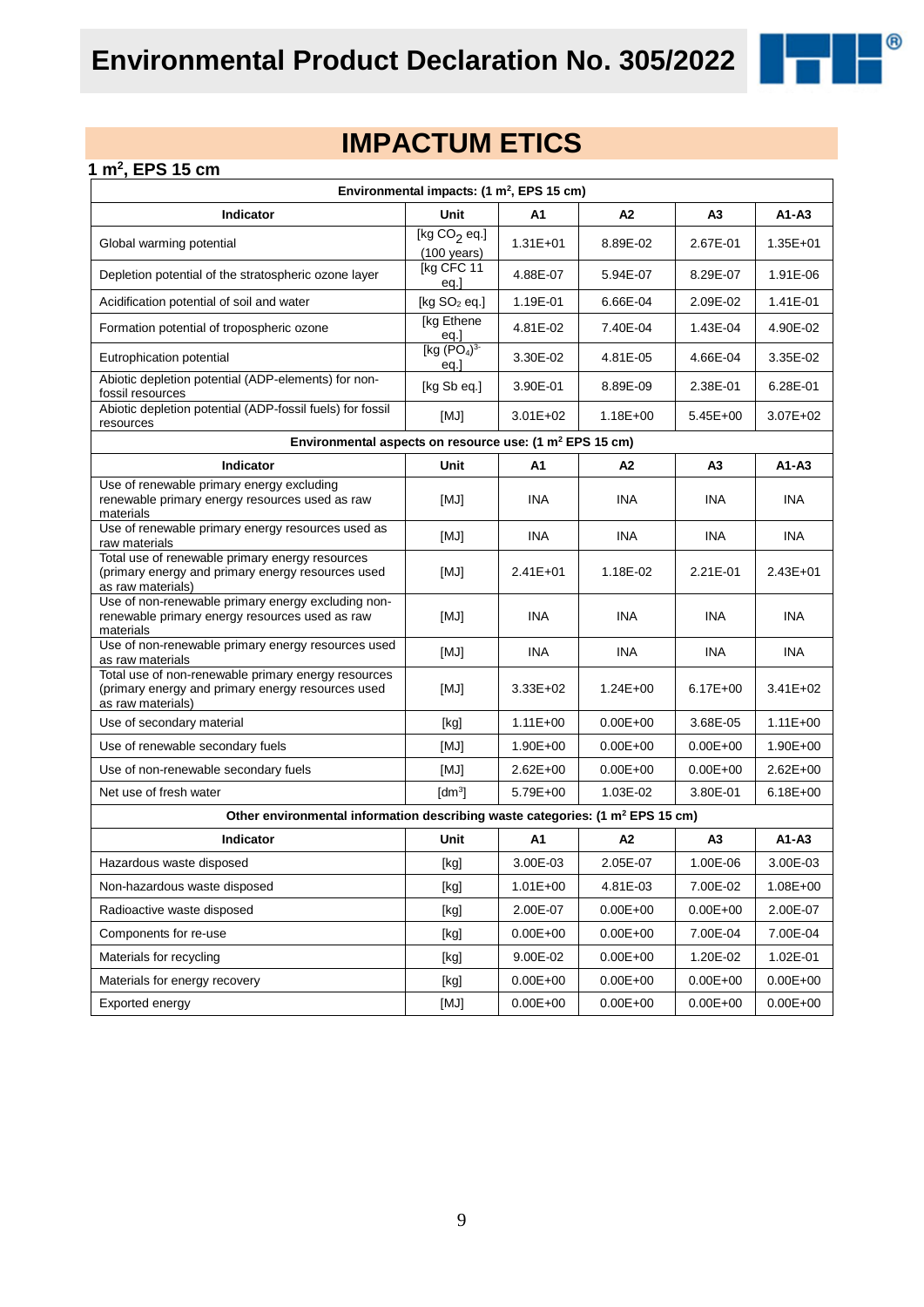# IMPACTUM ETICS

## 1 m$^2$, EPS 15 cm

| Environmental impacts: (1 m$^2$, EPS 15 cm) | | | | | |
|---|---|---|---|---|---|
| **Indicator** | **Unit** | **A1** | **A2** | **A3** | **A1-A3** |
| Global warming potential | [kg $CO_2$ eq.] (100 years) | 1.31E+01 | 8.89E-02 | 2.67E-01 | 1.35E+01 |
| Depletion potential of the stratospheric ozone layer | [kg CFC 11 eq.] | 4.88E-07 | 5.94E-07 | 8.29E-07 | 1.91E-06 |
| Acidification potential of soil and water | [kg $SO_2$ eq.] | 1.19E-01 | 6.66E-04 | 2.09E-02 | 1.41E-01 |
| Formation potential of tropospheric ozone | [kg Ethene eq.] | 4.81E-02 | 7.40E-04 | 1.43E-04 | 4.90E-02 |
| Eutrophication potential | [kg $(PO_4)^{3-}$ eq.] | 3.30E-02 | 4.81E-05 | 4.66E-04 | 3.35E-02 |
| Abiotic depletion potential (ADP-elements) for non-fossil resources | [kg Sb eq.] | 3.90E-01 | 8.89E-09 | 2.38E-01 | 6.28E-01 |
| Abiotic depletion potential (ADP-fossil fuels) for fossil resources | [MJ] | 3.01E+02 | 1.18E+00 | 5.45E+00 | 3.07E+02 |

| Environmental aspects on resource use: (1 m$^2$ EPS 15 cm) | | | | | |
|---|---|---|---|---|---|
| **Indicator** | **Unit** | **A1** | **A2** | **A3** | **A1-A3** |
| Use of renewable primary energy excluding renewable primary energy resources used as raw materials | [MJ] | INA | INA | INA | INA |
| Use of renewable primary energy resources used as raw materials | [MJ] | INA | INA | INA | INA |
| Total use of renewable primary energy resources (primary energy and primary energy resources used as raw materials) | [MJ] | 2.41E+01 | 1.18E-02 | 2.21E-01 | 2.43E+01 |
| Use of non-renewable primary energy excluding non-renewable primary energy resources used as raw materials | [MJ] | INA | INA | INA | INA |
| Use of non-renewable primary energy resources used as raw materials | [MJ] | INA | INA | INA | INA |
| Total use of non-renewable primary energy resources (primary energy and primary energy resources used as raw materials) | [MJ] | 3.33E+02 | 1.24E+00 | 6.17E+00 | 3.41E+02 |
| Use of secondary material | [kg] | 1.11E+00 | 0.00E+00 | 3.68E-05 | 1.11E+00 |
| Use of renewable secondary fuels | [MJ] | 1.90E+00 | 0.00E+00 | 0.00E+00 | 1.90E+00 |
| Use of non-renewable secondary fuels | [MJ] | 2.62E+00 | 0.00E+00 | 0.00E+00 | 2.62E+00 |
| Net use of fresh water | [dm$^3$] | 5.79E+00 | 1.03E-02 | 3.80E-01 | 6.18E+00 |

| Other environmental information describing waste categories: (1 m$^2$ EPS 15 cm) | | | | | |
|---|---|---|---|---|---|
| **Indicator** | **Unit** | **A1** | **A2** | **A3** | **A1-A3** |
| Hazardous waste disposed | [kg] | 3.00E-03 | 2.05E-07 | 1.00E-06 | 3.00E-03 |
| Non-hazardous waste disposed | [kg] | 1.01E+00 | 4.81E-03 | 7.00E-02 | 1.08E+00 |
| Radioactive waste disposed | [kg] | 2.00E-07 | 0.00E+00 | 0.00E+00 | 2.00E-07 |
| Components for re-use | [kg] | 0.00E+00 | 0.00E+00 | 7.00E-04 | 7.00E-04 |
| Materials for recycling | [kg] | 9.00E-02 | 0.00E+00 | 1.20E-02 | 1.02E-01 |
| Materials for energy recovery | [kg] | 0.00E+00 | 0.00E+00 | 0.00E+00 | 0.00E+00 |
| Exported energy | [MJ] | 0.00E+00 | 0.00E+00 | 0.00E+00 | 0.00E+00 |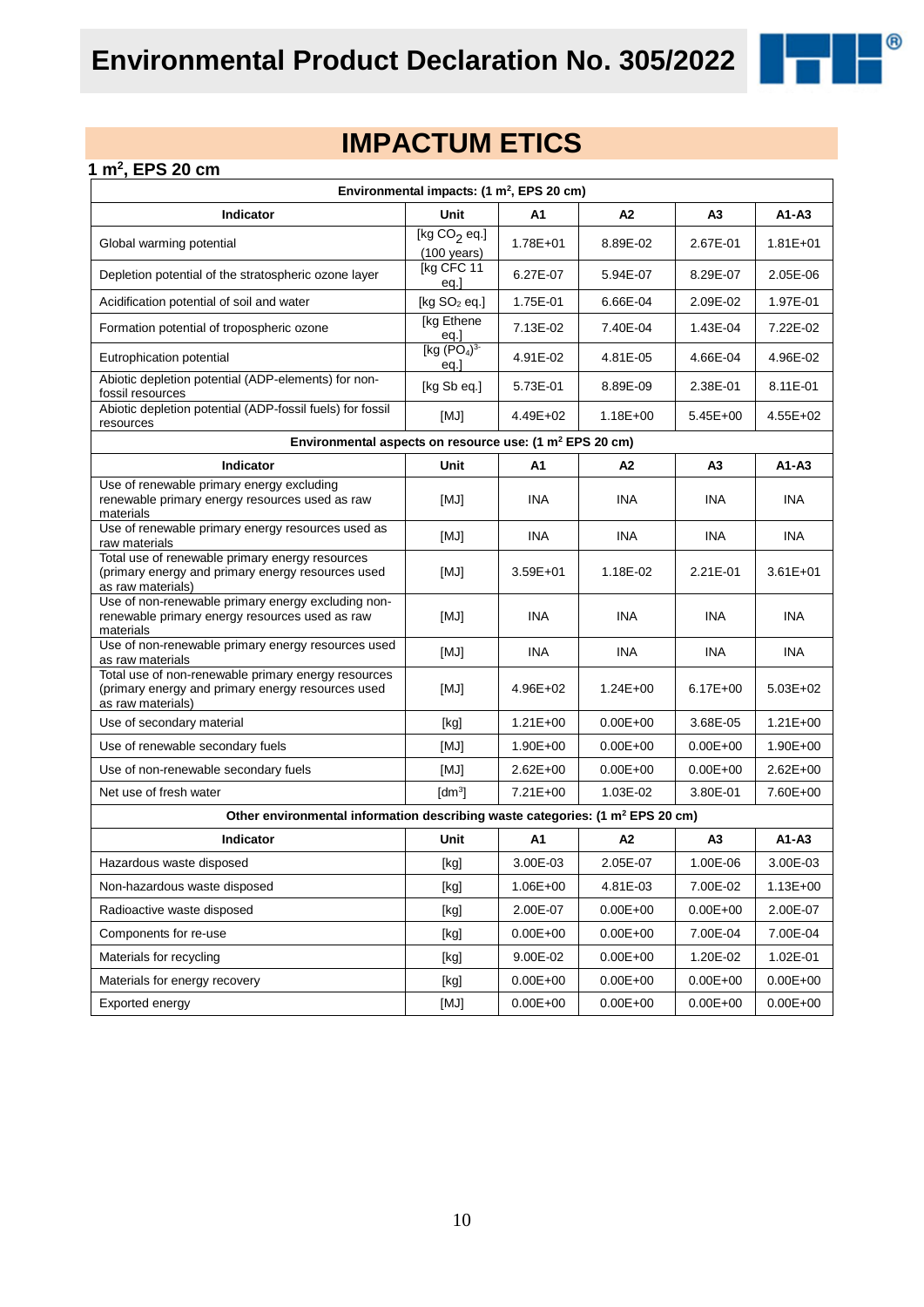# IMPACTUM ETICS

## 1 $m^2$, EPS 20 cm

| Environmental impacts: (1 $m^2$, EPS 20 cm) | | | | | |
|---|---|---|---|---|---|
| **Indicator** | **Unit** | **A1** | **A2** | **A3** | **A1-A3** |
| Global warming potential | [kg $CO_2$ eq.] (100 years) | 1.78E+01 | 8.89E-02 | 2.67E-01 | 1.81E+01 |
| Depletion potential of the stratospheric ozone layer | [kg CFC 11 eq.] | 6.27E-07 | 5.94E-07 | 8.29E-07 | 2.05E-06 |
| Acidification potential of soil and water | [kg $SO_2$ eq.] | 1.75E-01 | 6.66E-04 | 2.09E-02 | 1.97E-01 |
| Formation potential of tropospheric ozone | [kg Ethene eq.] | 7.13E-02 | 7.40E-04 | 1.43E-04 | 7.22E-02 |
| Eutrophication potential | [kg $(PO_4)^{3-}$ eq.] | 4.91E-02 | 4.81E-05 | 4.66E-04 | 4.96E-02 |
| Abiotic depletion potential (ADP-elements) for non-fossil resources | [kg Sb eq.] | 5.73E-01 | 8.89E-09 | 2.38E-01 | 8.11E-01 |
| Abiotic depletion potential (ADP-fossil fuels) for fossil resources | [MJ] | 4.49E+02 | 1.18E+00 | 5.45E+00 | 4.55E+02 |
| **Environmental aspects on resource use: (1 $m^2$ EPS 20 cm)** | | | | | |
| **Indicator** | **Unit** | **A1** | **A2** | **A3** | **A1-A3** |
| Use of renewable primary energy excluding renewable primary energy resources used as raw materials | [MJ] | INA | INA | INA | INA |
| Use of renewable primary energy resources used as raw materials | [MJ] | INA | INA | INA | INA |
| Total use of renewable primary energy resources (primary energy and primary energy resources used as raw materials) | [MJ] | 3.59E+01 | 1.18E-02 | 2.21E-01 | 3.61E+01 |
| Use of non-renewable primary energy excluding non-renewable primary energy resources used as raw materials | [MJ] | INA | INA | INA | INA |
| Use of non-renewable primary energy resources used as raw materials | [MJ] | INA | INA | INA | INA |
| Total use of non-renewable primary energy resources (primary energy and primary energy resources used as raw materials) | [MJ] | 4.96E+02 | 1.24E+00 | 6.17E+00 | 5.03E+02 |
| Use of secondary material | [kg] | 1.21E+00 | 0.00E+00 | 3.68E-05 | 1.21E+00 |
| Use of renewable secondary fuels | [MJ] | 1.90E+00 | 0.00E+00 | 0.00E+00 | 1.90E+00 |
| Use of non-renewable secondary fuels | [MJ] | 2.62E+00 | 0.00E+00 | 0.00E+00 | 2.62E+00 |
| Net use of fresh water | [$dm^3$] | 7.21E+00 | 1.03E-02 | 3.80E-01 | 7.60E+00 |
| **Other environmental information describing waste categories: (1 $m^2$ EPS 20 cm)** | | | | | |
| **Indicator** | **Unit** | **A1** | **A2** | **A3** | **A1-A3** |
| Hazardous waste disposed | [kg] | 3.00E-03 | 2.05E-07 | 1.00E-06 | 3.00E-03 |
| Non-hazardous waste disposed | [kg] | 1.06E+00 | 4.81E-03 | 7.00E-02 | 1.13E+00 |
| Radioactive waste disposed | [kg] | 2.00E-07 | 0.00E+00 | 0.00E+00 | 2.00E-07 |
| Components for re-use | [kg] | 0.00E+00 | 0.00E+00 | 7.00E-04 | 7.00E-04 |
| Materials for recycling | [kg] | 9.00E-02 | 0.00E+00 | 1.20E-02 | 1.02E-01 |
| Materials for energy recovery | [kg] | 0.00E+00 | 0.00E+00 | 0.00E+00 | 0.00E+00 |
| Exported energy | [MJ] | 0.00E+00 | 0.00E+00 | 0.00E+00 | 0.00E+00 |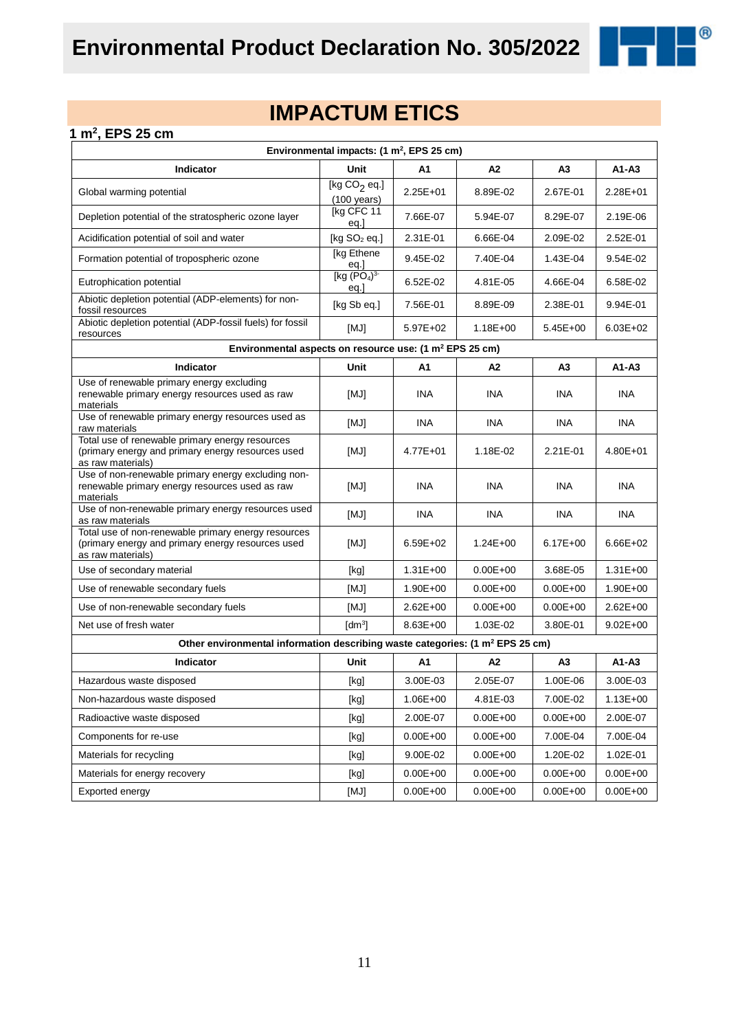# Environmental Product Declaration No. 305/2022

## IMPACTUM ETICS

### 1 m$^2$, EPS 25 cm

| Environmental impacts: (1 m$^2$, EPS 25 cm) | | | | | |
|---|---|---|---|---|---|
| **Indicator** | **Unit** | **A1** | **A2** | **A3** | **A1-A3** |
| Global warming potential | [kg $CO_2$ eq.] (100 years) | 2.25E+01 | 8.89E-02 | 2.67E-01 | 2.28E+01 |
| Depletion potential of the stratospheric ozone layer | [kg CFC 11 eq.] | 7.66E-07 | 5.94E-07 | 8.29E-07 | 2.19E-06 |
| Acidification potential of soil and water | [kg $SO_2$ eq.] | 2.31E-01 | 6.66E-04 | 2.09E-02 | 2.52E-01 |
| Formation potential of tropospheric ozone | [kg Ethene eq.] | 9.45E-02 | 7.40E-04 | 1.43E-04 | 9.54E-02 |
| Eutrophication potential | [kg $(PO_4)^{3-}$ eq.] | 6.52E-02 | 4.81E-05 | 4.66E-04 | 6.58E-02 |
| Abiotic depletion potential (ADP-elements) for non-fossil resources | [kg Sb eq.] | 7.56E-01 | 8.89E-09 | 2.38E-01 | 9.94E-01 |
| Abiotic depletion potential (ADP-fossil fuels) for fossil resources | [MJ] | 5.97E+02 | 1.18E+00 | 5.45E+00 | 6.03E+02 |
| **Environmental aspects on resource use: (1 m$^2$ EPS 25 cm)** | | | | | |
| **Indicator** | **Unit** | **A1** | **A2** | **A3** | **A1-A3** |
| Use of renewable primary energy excluding renewable primary energy resources used as raw materials | [MJ] | INA | INA | INA | INA |
| Use of renewable primary energy resources used as raw materials | [MJ] | INA | INA | INA | INA |
| Total use of renewable primary energy resources (primary energy and primary energy resources used as raw materials) | [MJ] | 4.77E+01 | 1.18E-02 | 2.21E-01 | 4.80E+01 |
| Use of non-renewable primary energy excluding non-renewable primary energy resources used as raw materials | [MJ] | INA | INA | INA | INA |
| Use of non-renewable primary energy resources used as raw materials | [MJ] | INA | INA | INA | INA |
| Total use of non-renewable primary energy resources (primary energy and primary energy resources used as raw materials) | [MJ] | 6.59E+02 | 1.24E+00 | 6.17E+00 | 6.66E+02 |
| Use of secondary material | [kg] | 1.31E+00 | 0.00E+00 | 3.68E-05 | 1.31E+00 |
| Use of renewable secondary fuels | [MJ] | 1.90E+00 | 0.00E+00 | 0.00E+00 | 1.90E+00 |
| Use of non-renewable secondary fuels | [MJ] | 2.62E+00 | 0.00E+00 | 0.00E+00 | 2.62E+00 |
| Net use of fresh water | [dm$^3$] | 8.63E+00 | 1.03E-02 | 3.80E-01 | 9.02E+00 |
| **Other environmental information describing waste categories: (1 m$^2$ EPS 25 cm)** | | | | | |
| **Indicator** | **Unit** | **A1** | **A2** | **A3** | **A1-A3** |
| Hazardous waste disposed | [kg] | 3.00E-03 | 2.05E-07 | 1.00E-06 | 3.00E-03 |
| Non-hazardous waste disposed | [kg] | 1.06E+00 | 4.81E-03 | 7.00E-02 | 1.13E+00 |
| Radioactive waste disposed | [kg] | 2.00E-07 | 0.00E+00 | 0.00E+00 | 2.00E-07 |
| Components for re-use | [kg] | 0.00E+00 | 0.00E+00 | 7.00E-04 | 7.00E-04 |
| Materials for recycling | [kg] | 9.00E-02 | 0.00E+00 | 1.20E-02 | 1.02E-01 |
| Materials for energy recovery | [kg] | 0.00E+00 | 0.00E+00 | 0.00E+00 | 0.00E+00 |
| Exported energy | [MJ] | 0.00E+00 | 0.00E+00 | 0.00E+00 | 0.00E+00 |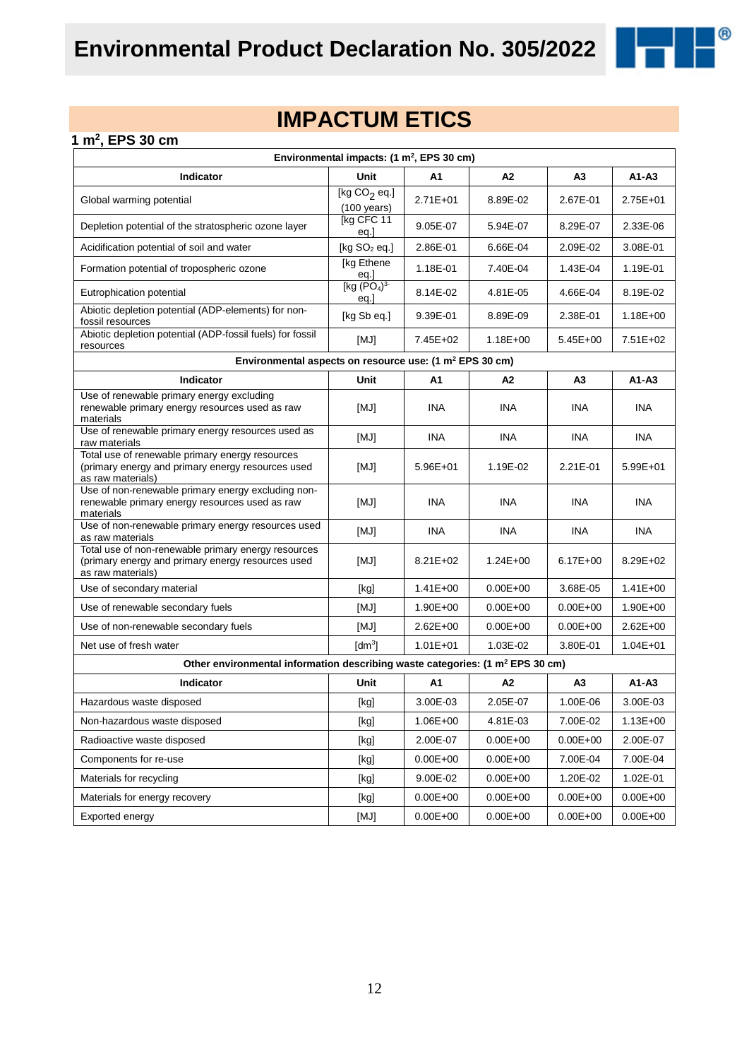# IMPACTUM ETICS

## 1 m², EPS 30 cm

| Environmental impacts: (1 m², EPS 30 cm) | | | | | |
|---|---|---|---|---|---|
| **Indicator** | **Unit** | **A1** | **A2** | **A3** | **A1-A3** |
| Global warming potential | [kg $CO_2$ eq.] (100 years) | 2.71E+01 | 8.89E-02 | 2.67E-01 | 2.75E+01 |
| Depletion potential of the stratospheric ozone layer | [kg CFC 11 eq.] | 9.05E-07 | 5.94E-07 | 8.29E-07 | 2.33E-06 |
| Acidification potential of soil and water | [kg $SO_2$ eq.] | 2.86E-01 | 6.66E-04 | 2.09E-02 | 3.08E-01 |
| Formation potential of tropospheric ozone | [kg Ethene eq.] | 1.18E-01 | 7.40E-04 | 1.43E-04 | 1.19E-01 |
| Eutrophication potential | [kg $(PO_4)^{3-}$ eq.] | 8.14E-02 | 4.81E-05 | 4.66E-04 | 8.19E-02 |
| Abiotic depletion potential (ADP-elements) for non-fossil resources | [kg Sb eq.] | 9.39E-01 | 8.89E-09 | 2.38E-01 | 1.18E+00 |
| Abiotic depletion potential (ADP-fossil fuels) for fossil resources | [MJ] | 7.45E+02 | 1.18E+00 | 5.45E+00 | 7.51E+02 |
| **Environmental aspects on resource use: (1 m² EPS 30 cm)** | | | | | |
| **Indicator** | **Unit** | **A1** | **A2** | **A3** | **A1-A3** |
| Use of renewable primary energy excluding renewable primary energy resources used as raw materials | [MJ] | INA | INA | INA | INA |
| Use of renewable primary energy resources used as raw materials | [MJ] | INA | INA | INA | INA |
| Total use of renewable primary energy resources (primary energy and primary energy resources used as raw materials) | [MJ] | 5.96E+01 | 1.19E-02 | 2.21E-01 | 5.99E+01 |
| Use of non-renewable primary energy excluding non-renewable primary energy resources used as raw materials | [MJ] | INA | INA | INA | INA |
| Use of non-renewable primary energy resources used as raw materials | [MJ] | INA | INA | INA | INA |
| Total use of non-renewable primary energy resources (primary energy and primary energy resources used as raw materials) | [MJ] | 8.21E+02 | 1.24E+00 | 6.17E+00 | 8.29E+02 |
| Use of secondary material | [kg] | 1.41E+00 | 0.00E+00 | 3.68E-05 | 1.41E+00 |
| Use of renewable secondary fuels | [MJ] | 1.90E+00 | 0.00E+00 | 0.00E+00 | 1.90E+00 |
| Use of non-renewable secondary fuels | [MJ] | 2.62E+00 | 0.00E+00 | 0.00E+00 | 2.62E+00 |
| Net use of fresh water | [dm³] | 1.01E+01 | 1.03E-02 | 3.80E-01 | 1.04E+01 |
| **Other environmental information describing waste categories: (1 m² EPS 30 cm)** | | | | | |
| **Indicator** | **Unit** | **A1** | **A2** | **A3** | **A1-A3** |
| Hazardous waste disposed | [kg] | 3.00E-03 | 2.05E-07 | 1.00E-06 | 3.00E-03 |
| Non-hazardous waste disposed | [kg] | 1.06E+00 | 4.81E-03 | 7.00E-02 | 1.13E+00 |
| Radioactive waste disposed | [kg] | 2.00E-07 | 0.00E+00 | 0.00E+00 | 2.00E-07 |
| Components for re-use | [kg] | 0.00E+00 | 0.00E+00 | 7.00E-04 | 7.00E-04 |
| Materials for recycling | [kg] | 9.00E-02 | 0.00E+00 | 1.20E-02 | 1.02E-01 |
| Materials for energy recovery | [kg] | 0.00E+00 | 0.00E+00 | 0.00E+00 | 0.00E+00 |
| Exported energy | [MJ] | 0.00E+00 | 0.00E+00 | 0.00E+00 | 0.00E+00 |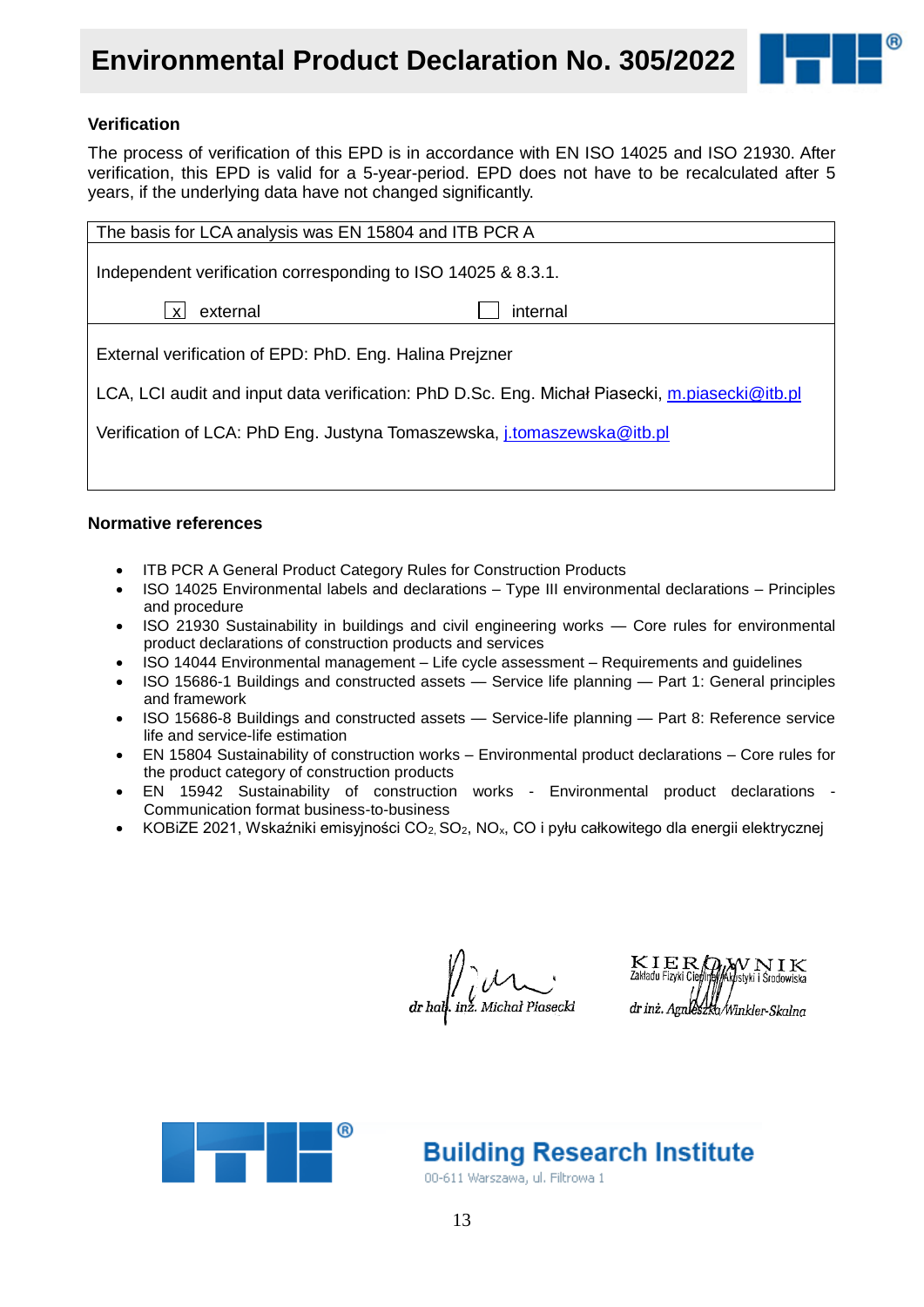## Verification

The process of verification of this EPD is in accordance with EN ISO 14025 and ISO 21930. After verification, this EPD is valid for a 5-year-period. EPD does not have to be recalculated after 5 years, if the underlying data have not changed significantly.

| The basis for LCA analysis was EN 15804 and ITB PCR A |
|---|
| Independent verification corresponding to ISO 14025 & 8.3.1.<br><br>[x] external &nbsp;&nbsp;&nbsp;&nbsp;&nbsp;&nbsp;&nbsp;&nbsp; [ ] internal |
| External verification of EPD: PhD. Eng. Halina Prejzner<br><br>LCA, LCI audit and input data verification: PhD D.Sc. Eng. Michał Piasecki, m.piasecki@itb.pl<br><br>Verification of LCA: PhD Eng. Justyna Tomaszewska, j.tomaszewska@itb.pl |

## Normative references

- ITB PCR A General Product Category Rules for Construction Products
- ISO 14025 Environmental labels and declarations – Type III environmental declarations – Principles and procedure
- ISO 21930 Sustainability in buildings and civil engineering works — Core rules for environmental product declarations of construction products and services
- ISO 14044 Environmental management – Life cycle assessment – Requirements and guidelines
- ISO 15686-1 Buildings and constructed assets — Service life planning — Part 1: General principles and framework
- ISO 15686-8 Buildings and constructed assets — Service-life planning — Part 8: Reference service life and service-life estimation
- EN 15804 Sustainability of construction works – Environmental product declarations – Core rules for the product category of construction products
- EN 15942 Sustainability of construction works - Environmental product declarations - Communication format business-to-business
- KOBiZE 2021, Wskaźniki emisyjności $CO_2$, $SO_2$, $NO_x$, CO i pyłu całkowitego dla energii elektrycznej

dr hab. inż. Michał Piasecki

KIEROWNIK
Zakładu Fizyki Cieplnej, Akustyki i Środowiska
dr inż. Agnieszka Winkler-Skalna

Building Research Institute
00-611 Warszawa, ul. Filtrowa 1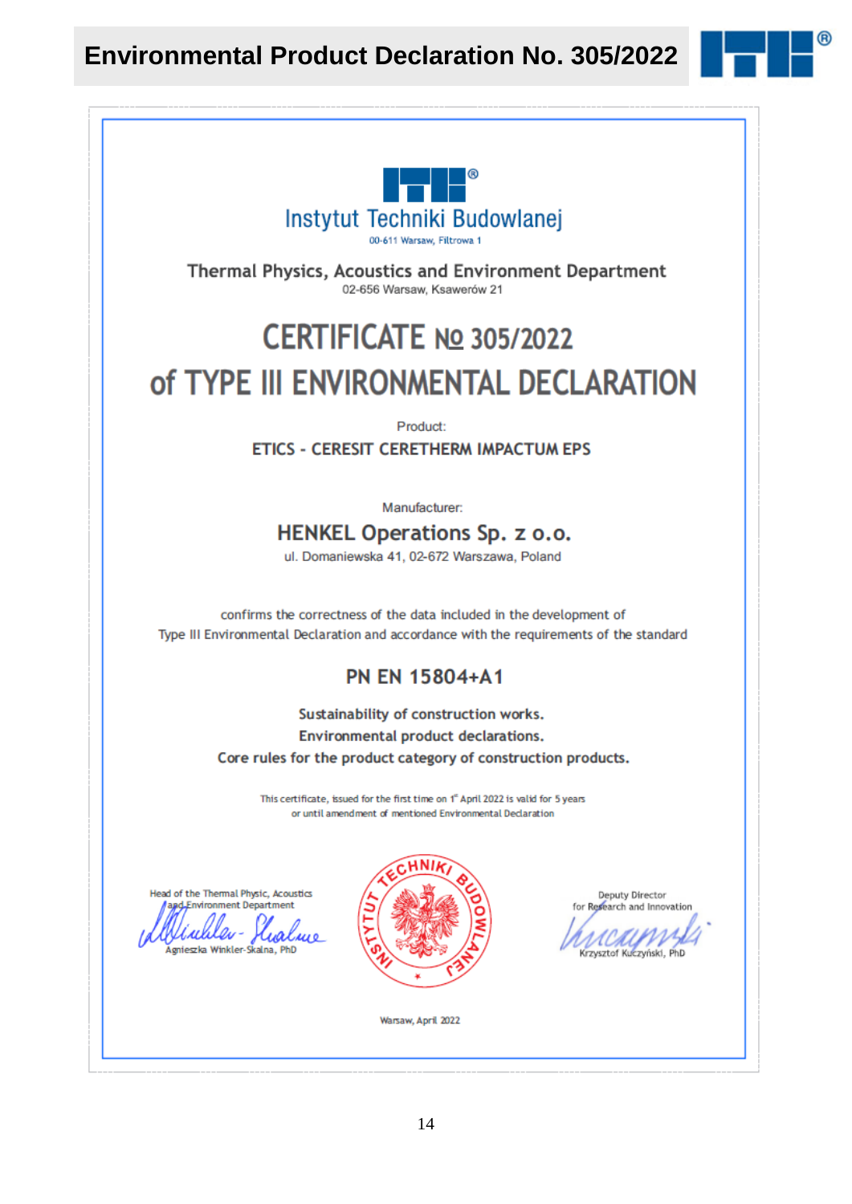# Environmental Product Declaration No. 305/2022

Instytut Techniki Budowlanej

00-611 Warsaw, Filtrowa 1

**Thermal Physics, Acoustics and Environment Department**

02-656 Warsaw, Ksawerów 21

## CERTIFICATE № 305/2022

## of TYPE III ENVIRONMENTAL DECLARATION

Product:

**ETICS - CERESIT CERETHERM IMPACTUM EPS**

Manufacturer:

**HENKEL Operations Sp. z o.o.**

ul. Domaniewska 41, 02-672 Warszawa, Poland

confirms the correctness of the data included in the development of Type III Environmental Declaration and accordance with the requirements of the standard

**PN EN 15804+A1**

**Sustainability of construction works.**
**Environmental product declarations.**
**Core rules for the product category of construction products.**

This certificate, issued for the first time on 1[st] April 2022 is valid for 5 years or until amendment of mentioned Environmental Declaration

Head of the Thermal Physic, Acoustics and Environment Department

Agnieszka Winkler-Skalna, PhD

INSTYTUT TECHNIKI BUDOWLANEJ

Deputy Director for Research and Innovation

Krzysztof Kuczyński, PhD

Warsaw, April 2022